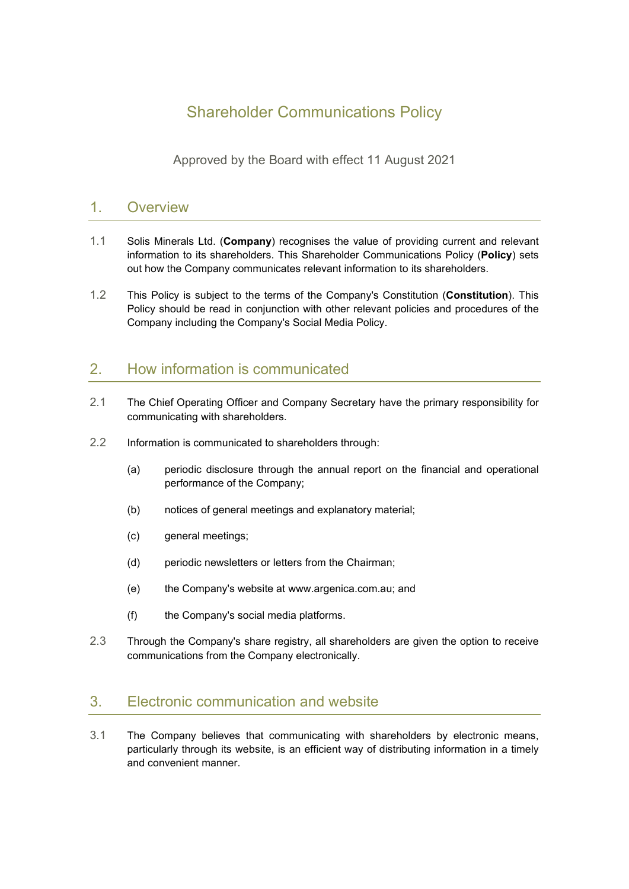# Shareholder Communications Policy

Approved by the Board with effect 11 August 2021

## 1. Overview

1.1 Solis Minerals Ltd. (**Company**) recognises the value of providing current and relevant information to its shareholders. This Shareholder Communications Policy (**Policy**) sets out how the Company communicates relevant information to its shareholders.

1.2 This Policy is subject to the terms of the Company's Constitution (**Constitution**). This Policy should be read in conjunction with other relevant policies and procedures of the Company including the Company's Social Media Policy.

## 2. How information is communicated

2.1 The Chief Operating Officer and Company Secretary have the primary responsibility for communicating with shareholders.

2.2 Information is communicated to shareholders through:

(a) periodic disclosure through the annual report on the financial and operational performance of the Company;

(b) notices of general meetings and explanatory material;

(c) general meetings;

(d) periodic newsletters or letters from the Chairman;

(e) the Company's website at www.argenica.com.au; and

(f) the Company's social media platforms.

2.3 Through the Company's share registry, all shareholders are given the option to receive communications from the Company electronically.

## 3. Electronic communication and website

3.1 The Company believes that communicating with shareholders by electronic means, particularly through its website, is an efficient way of distributing information in a timely and convenient manner.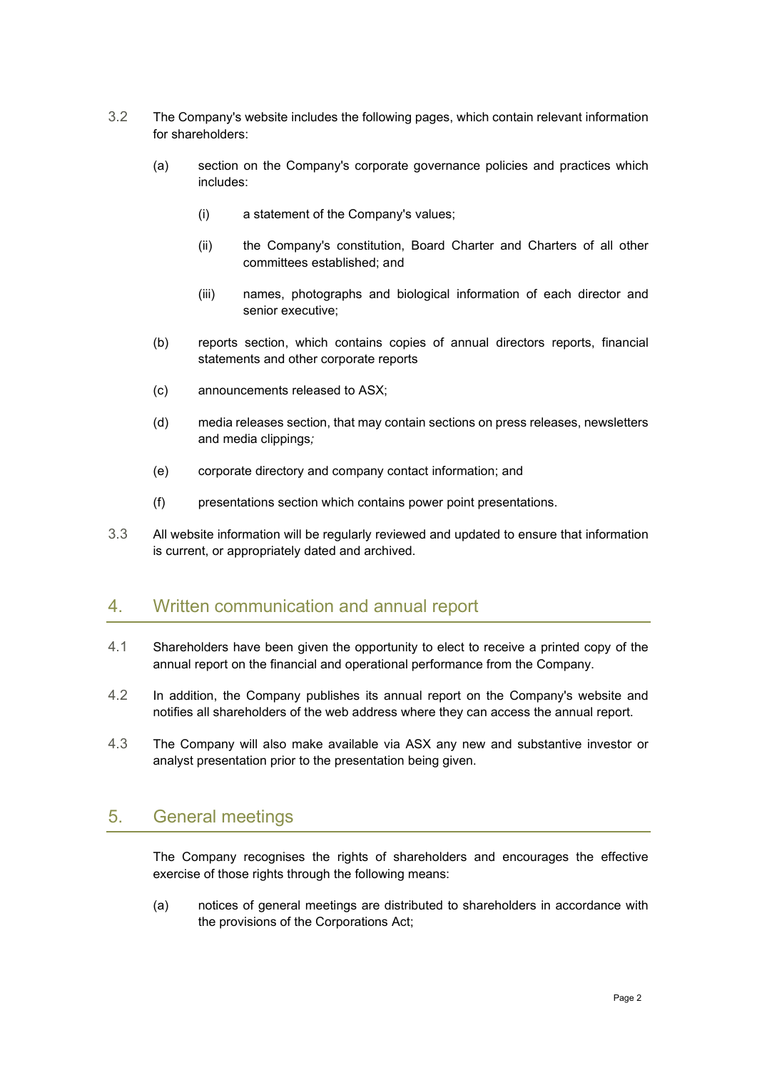3.2 The Company's website includes the following pages, which contain relevant information for shareholders:

(a) section on the Company's corporate governance policies and practices which includes:

(i) a statement of the Company's values;

(ii) the Company's constitution, Board Charter and Charters of all other committees established; and

(iii) names, photographs and biological information of each director and senior executive;

(b) reports section, which contains copies of annual directors reports, financial statements and other corporate reports

(c) announcements released to ASX;

(d) media releases section, that may contain sections on press releases, newsletters and media clippings;

(e) corporate directory and company contact information; and

(f) presentations section which contains power point presentations.

3.3 All website information will be regularly reviewed and updated to ensure that information is current, or appropriately dated and archived.

## 4. Written communication and annual report

4.1 Shareholders have been given the opportunity to elect to receive a printed copy of the annual report on the financial and operational performance from the Company.

4.2 In addition, the Company publishes its annual report on the Company's website and notifies all shareholders of the web address where they can access the annual report.

4.3 The Company will also make available via ASX any new and substantive investor or analyst presentation prior to the presentation being given.

## 5. General meetings

The Company recognises the rights of shareholders and encourages the effective exercise of those rights through the following means:

(a) notices of general meetings are distributed to shareholders in accordance with the provisions of the Corporations Act;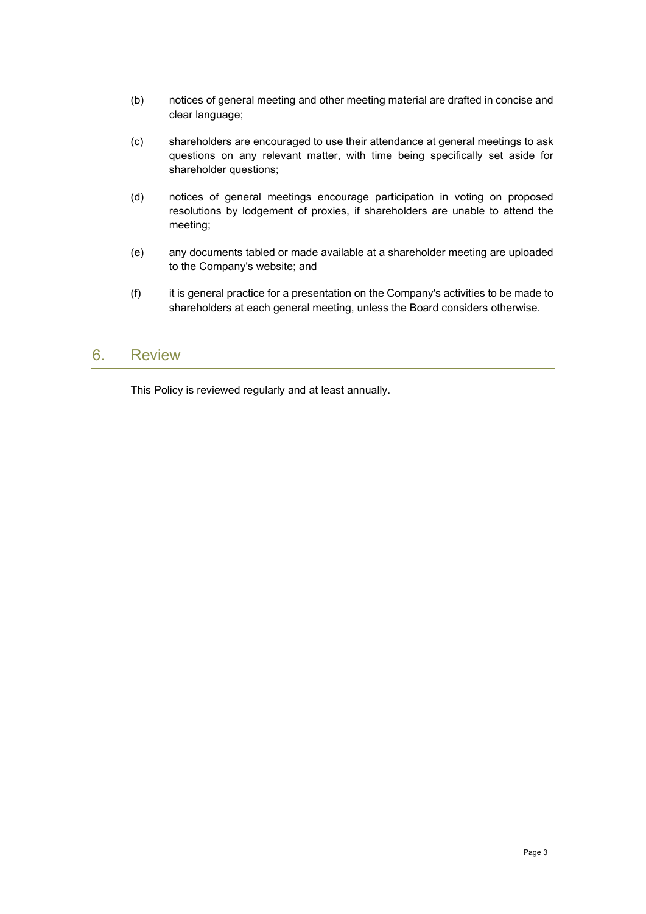(b) notices of general meeting and other meeting material are drafted in concise and clear language;

(c) shareholders are encouraged to use their attendance at general meetings to ask questions on any relevant matter, with time being specifically set aside for shareholder questions;

(d) notices of general meetings encourage participation in voting on proposed resolutions by lodgement of proxies, if shareholders are unable to attend the meeting;

(e) any documents tabled or made available at a shareholder meeting are uploaded to the Company's website; and

(f) it is general practice for a presentation on the Company's activities to be made to shareholders at each general meeting, unless the Board considers otherwise.

## 6. Review

This Policy is reviewed regularly and at least annually.